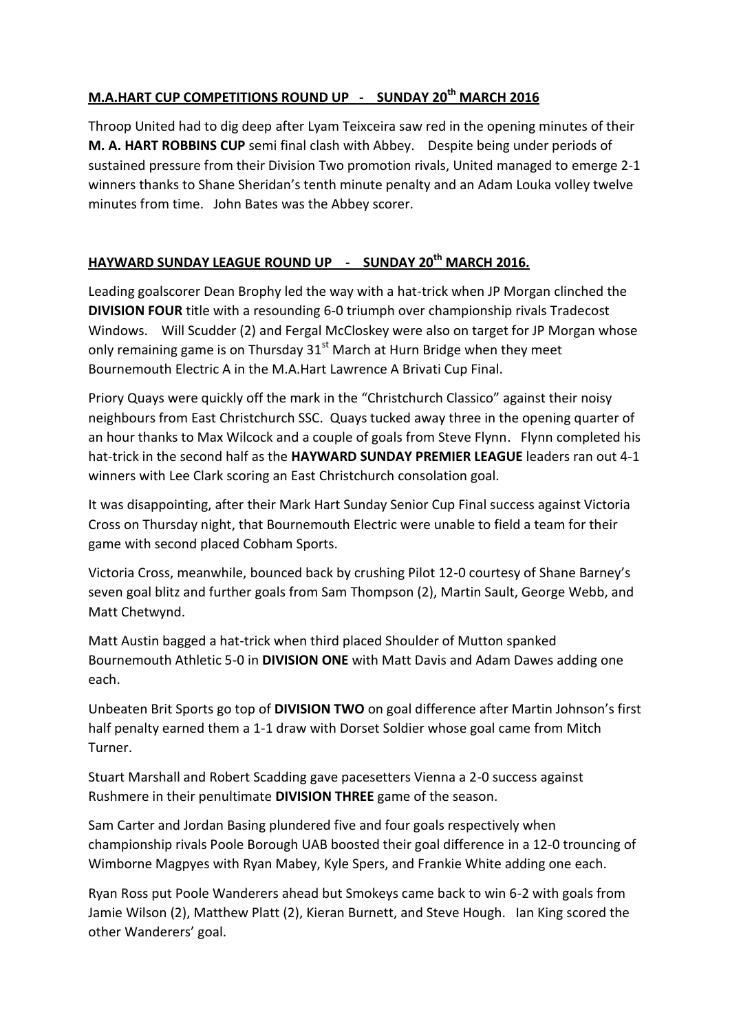## M.A.HART CUP COMPETITIONS ROUND UP - SUNDAY 20th MARCH 2016

Throop United had to dig deep after Lyam Teixceira saw red in the opening minutes of their **M. A. HART ROBBINS CUP** semi final clash with Abbey. Despite being under periods of sustained pressure from their Division Two promotion rivals, United managed to emerge 2-1 winners thanks to Shane Sheridan's tenth minute penalty and an Adam Louka volley twelve minutes from time. John Bates was the Abbey scorer.

## HAYWARD SUNDAY LEAGUE ROUND UP - SUNDAY 20th MARCH 2016.

Leading goalscorer Dean Brophy led the way with a hat-trick when JP Morgan clinched the **DIVISION FOUR** title with a resounding 6-0 triumph over championship rivals Tradecost Windows. Will Scudder (2) and Fergal McCloskey were also on target for JP Morgan whose only remaining game is on Thursday 31st March at Hurn Bridge when they meet Bournemouth Electric A in the M.A.Hart Lawrence A Brivati Cup Final.

Priory Quays were quickly off the mark in the "Christchurch Classico" against their noisy neighbours from East Christchurch SSC. Quays tucked away three in the opening quarter of an hour thanks to Max Wilcock and a couple of goals from Steve Flynn. Flynn completed his hat-trick in the second half as the **HAYWARD SUNDAY PREMIER LEAGUE** leaders ran out 4-1 winners with Lee Clark scoring an East Christchurch consolation goal.

It was disappointing, after their Mark Hart Sunday Senior Cup Final success against Victoria Cross on Thursday night, that Bournemouth Electric were unable to field a team for their game with second placed Cobham Sports.

Victoria Cross, meanwhile, bounced back by crushing Pilot 12-0 courtesy of Shane Barney's seven goal blitz and further goals from Sam Thompson (2), Martin Sault, George Webb, and Matt Chetwynd.

Matt Austin bagged a hat-trick when third placed Shoulder of Mutton spanked Bournemouth Athletic 5-0 in **DIVISION ONE** with Matt Davis and Adam Dawes adding one each.

Unbeaten Brit Sports go top of **DIVISION TWO** on goal difference after Martin Johnson's first half penalty earned them a 1-1 draw with Dorset Soldier whose goal came from Mitch Turner.

Stuart Marshall and Robert Scadding gave pacesetters Vienna a 2-0 success against Rushmere in their penultimate **DIVISION THREE** game of the season.

Sam Carter and Jordan Basing plundered five and four goals respectively when championship rivals Poole Borough UAB boosted their goal difference in a 12-0 trouncing of Wimborne Magpyes with Ryan Mabey, Kyle Spers, and Frankie White adding one each.

Ryan Ross put Poole Wanderers ahead but Smokeys came back to win 6-2 with goals from Jamie Wilson (2), Matthew Platt (2), Kieran Burnett, and Steve Hough. Ian King scored the other Wanderers' goal.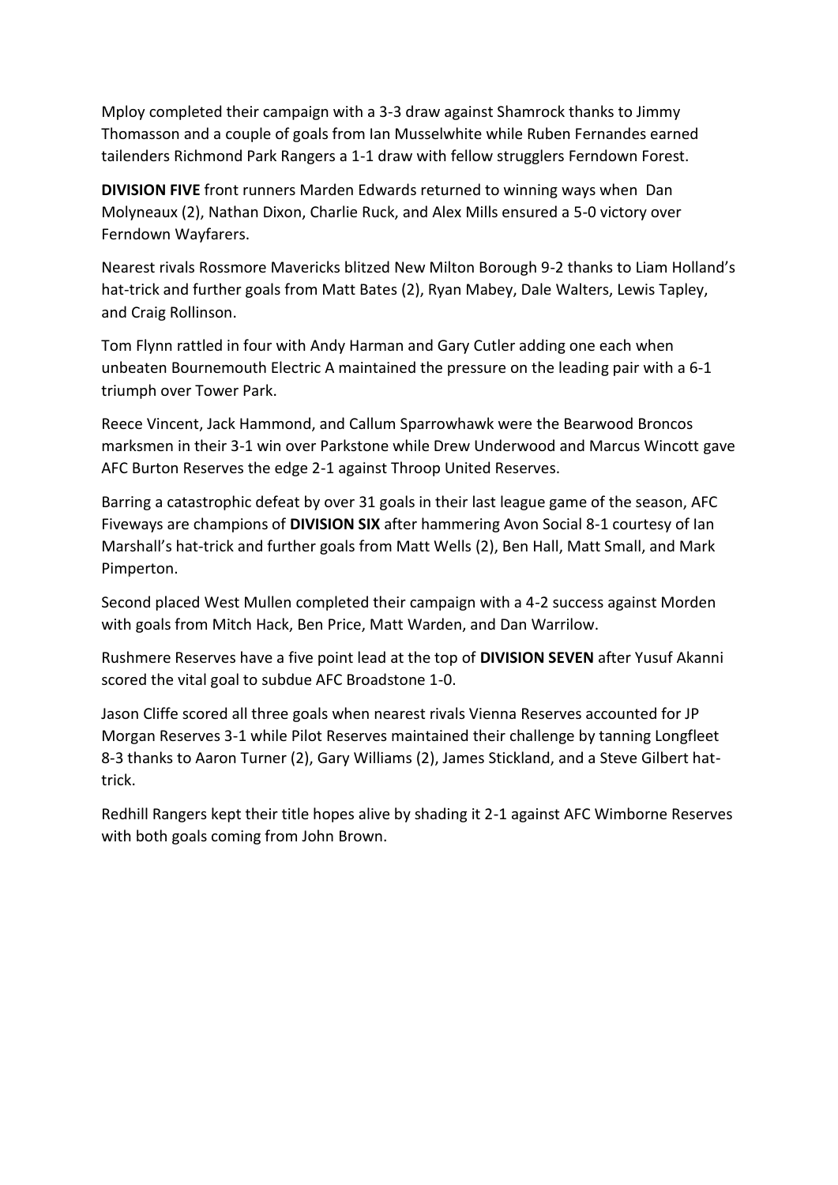Mploy completed their campaign with a 3-3 draw against Shamrock thanks to Jimmy Thomasson and a couple of goals from Ian Musselwhite while Ruben Fernandes earned tailenders Richmond Park Rangers a 1-1 draw with fellow strugglers Ferndown Forest.

**DIVISION FIVE** front runners Marden Edwards returned to winning ways when Dan Molyneaux (2), Nathan Dixon, Charlie Ruck, and Alex Mills ensured a 5-0 victory over Ferndown Wayfarers.

Nearest rivals Rossmore Mavericks blitzed New Milton Borough 9-2 thanks to Liam Holland's hat-trick and further goals from Matt Bates (2), Ryan Mabey, Dale Walters, Lewis Tapley, and Craig Rollinson.

Tom Flynn rattled in four with Andy Harman and Gary Cutler adding one each when unbeaten Bournemouth Electric A maintained the pressure on the leading pair with a 6-1 triumph over Tower Park.

Reece Vincent, Jack Hammond, and Callum Sparrowhawk were the Bearwood Broncos marksmen in their 3-1 win over Parkstone while Drew Underwood and Marcus Wincott gave AFC Burton Reserves the edge 2-1 against Throop United Reserves.

Barring a catastrophic defeat by over 31 goals in their last league game of the season, AFC Fiveways are champions of **DIVISION SIX** after hammering Avon Social 8-1 courtesy of Ian Marshall's hat-trick and further goals from Matt Wells (2), Ben Hall, Matt Small, and Mark Pimperton.

Second placed West Mullen completed their campaign with a 4-2 success against Morden with goals from Mitch Hack, Ben Price, Matt Warden, and Dan Warrilow.

Rushmere Reserves have a five point lead at the top of **DIVISION SEVEN** after Yusuf Akanni scored the vital goal to subdue AFC Broadstone 1-0.

Jason Cliffe scored all three goals when nearest rivals Vienna Reserves accounted for JP Morgan Reserves 3-1 while Pilot Reserves maintained their challenge by tanning Longfleet 8-3 thanks to Aaron Turner (2), Gary Williams (2), James Stickland, and a Steve Gilbert hat-trick.

Redhill Rangers kept their title hopes alive by shading it 2-1 against AFC Wimborne Reserves with both goals coming from John Brown.